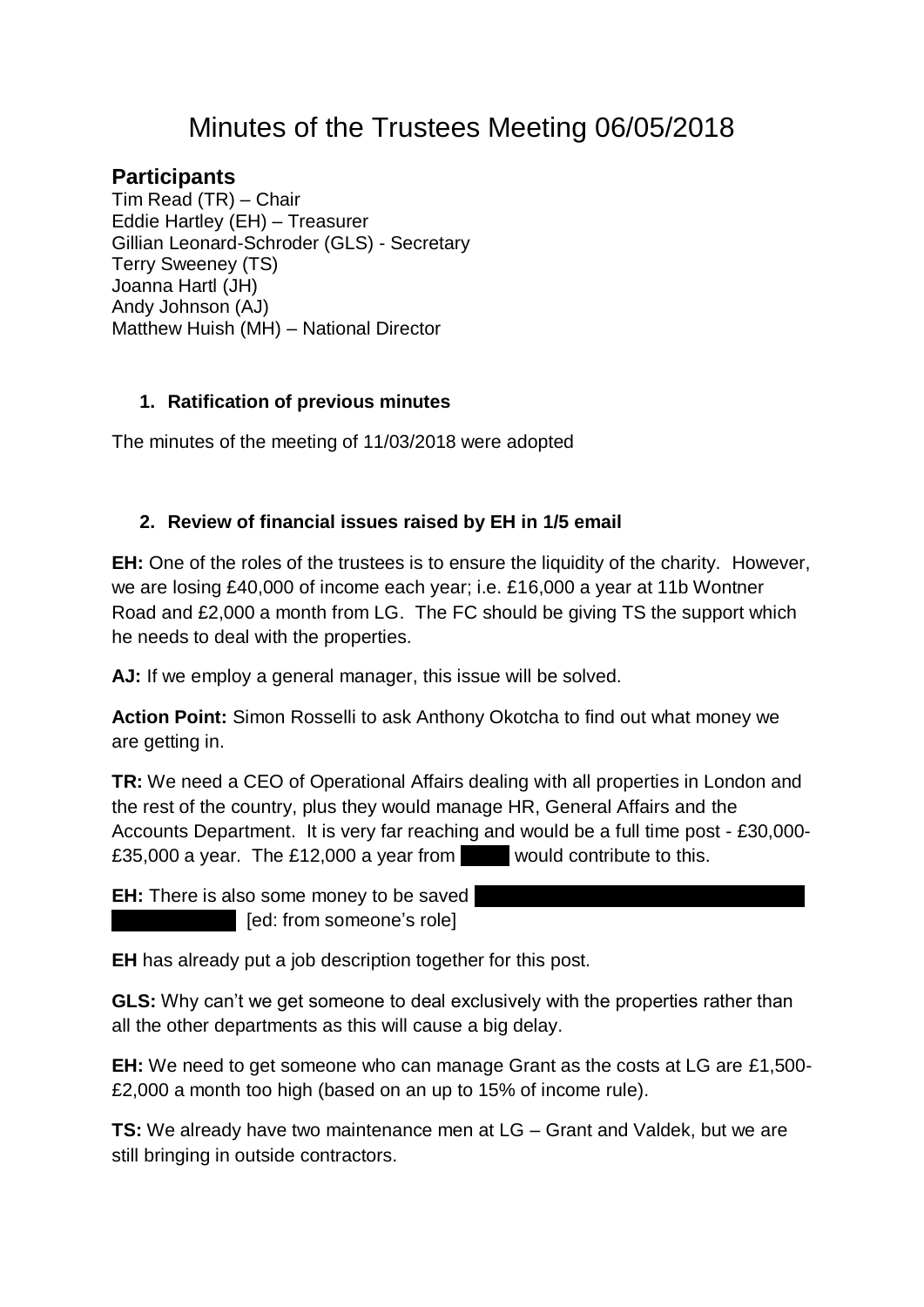# Minutes of the Trustees Meeting 06/05/2018

## Participants

Tim Read (TR) – Chair
Eddie Hartley (EH) – Treasurer
Gillian Leonard-Schroder (GLS) - Secretary
Terry Sweeney (TS)
Joanna Hartl (JH)
Andy Johnson (AJ)
Matthew Huish (MH) – National Director

### 1. Ratification of previous minutes

The minutes of the meeting of 11/03/2018 were adopted

### 2. Review of financial issues raised by EH in 1/5 email

**EH:** One of the roles of the trustees is to ensure the liquidity of the charity. However, we are losing £40,000 of income each year; i.e. £16,000 a year at 11b Wontner Road and £2,000 a month from LG. The FC should be giving TS the support which he needs to deal with the properties.

**AJ:** If we employ a general manager, this issue will be solved.

**Action Point:** Simon Rosselli to ask Anthony Okotcha to find out what money we are getting in.

**TR:** We need a CEO of Operational Affairs dealing with all properties in London and the rest of the country, plus they would manage HR, General Affairs and the Accounts Department. It is very far reaching and would be a full time post - £30,000-£35,000 a year. The £12,000 a year from ██████ would contribute to this.

**EH:** There is also some money to be saved ████████████████████ [ed: from someone's role]

**EH** has already put a job description together for this post.

**GLS:** Why can't we get someone to deal exclusively with the properties rather than all the other departments as this will cause a big delay.

**EH:** We need to get someone who can manage Grant as the costs at LG are £1,500-£2,000 a month too high (based on an up to 15% of income rule).

**TS:** We already have two maintenance men at LG – Grant and Valdek, but we are still bringing in outside contractors.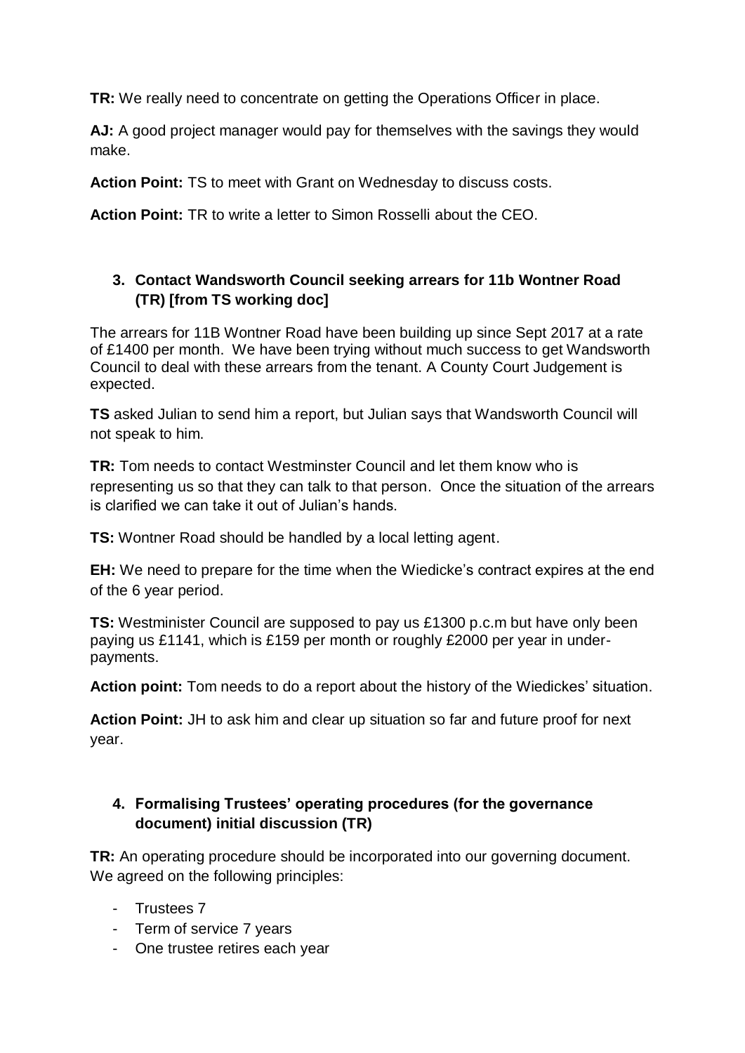**TR:** We really need to concentrate on getting the Operations Officer in place.

**AJ:** A good project manager would pay for themselves with the savings they would make.

**Action Point:** TS to meet with Grant on Wednesday to discuss costs.

**Action Point:** TR to write a letter to Simon Rosselli about the CEO.

3. **Contact Wandsworth Council seeking arrears for 11b Wontner Road (TR) [from TS working doc]**

The arrears for 11B Wontner Road have been building up since Sept 2017 at a rate of £1400 per month. We have been trying without much success to get Wandsworth Council to deal with these arrears from the tenant. A County Court Judgement is expected.

**TS** asked Julian to send him a report, but Julian says that Wandsworth Council will not speak to him.

**TR:** Tom needs to contact Westminster Council and let them know who is representing us so that they can talk to that person. Once the situation of the arrears is clarified we can take it out of Julian's hands.

**TS:** Wontner Road should be handled by a local letting agent.

**EH:** We need to prepare for the time when the Wiedicke's contract expires at the end of the 6 year period.

**TS:** Westminister Council are supposed to pay us £1300 p.c.m but have only been paying us £1141, which is £159 per month or roughly £2000 per year in under-payments.

**Action point:** Tom needs to do a report about the history of the Wiedickes' situation.

**Action Point:** JH to ask him and clear up situation so far and future proof for next year.

4. **Formalising Trustees' operating procedures (for the governance document) initial discussion (TR)**

**TR:** An operating procedure should be incorporated into our governing document. We agreed on the following principles:

- Trustees 7
- Term of service 7 years
- One trustee retires each year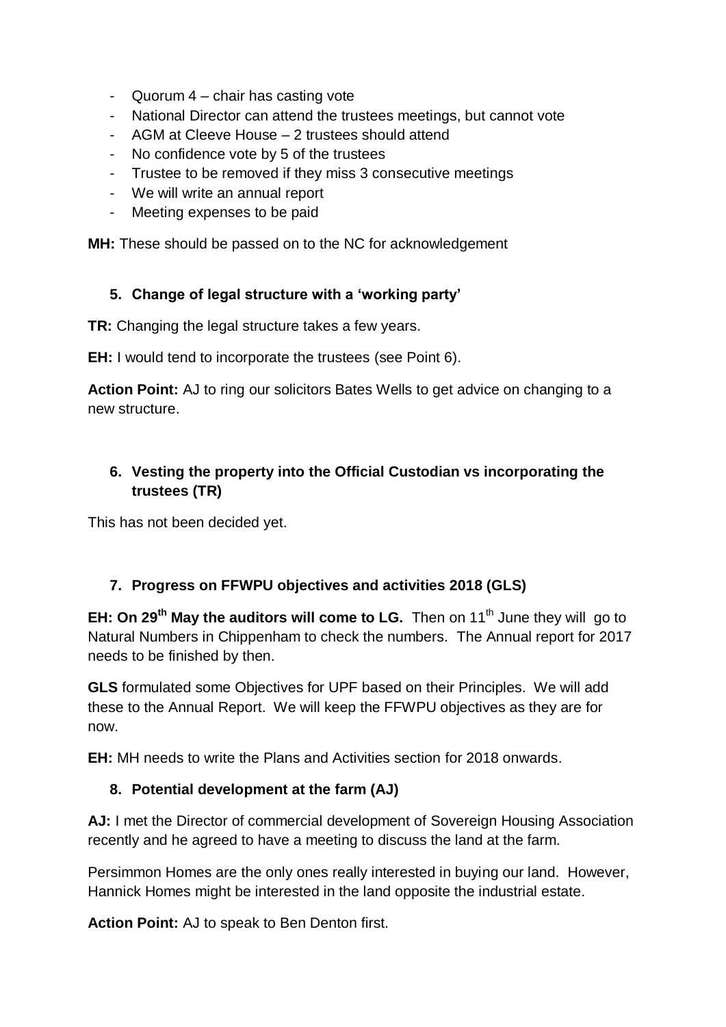- Quorum 4 – chair has casting vote
- National Director can attend the trustees meetings, but cannot vote
- AGM at Cleeve House – 2 trustees should attend
- No confidence vote by 5 of the trustees
- Trustee to be removed if they miss 3 consecutive meetings
- We will write an annual report
- Meeting expenses to be paid

**MH:** These should be passed on to the NC for acknowledgement

### 5. Change of legal structure with a 'working party'

**TR:** Changing the legal structure takes a few years.

**EH:** I would tend to incorporate the trustees (see Point 6).

**Action Point:** AJ to ring our solicitors Bates Wells to get advice on changing to a new structure.

### 6. Vesting the property into the Official Custodian vs incorporating the trustees (TR)

This has not been decided yet.

### 7. Progress on FFWPU objectives and activities 2018 (GLS)

**EH: On 29th May the auditors will come to LG.** Then on 11th June they will go to Natural Numbers in Chippenham to check the numbers. The Annual report for 2017 needs to be finished by then.

**GLS** formulated some Objectives for UPF based on their Principles. We will add these to the Annual Report. We will keep the FFWPU objectives as they are for now.

**EH:** MH needs to write the Plans and Activities section for 2018 onwards.

### 8. Potential development at the farm (AJ)

**AJ:** I met the Director of commercial development of Sovereign Housing Association recently and he agreed to have a meeting to discuss the land at the farm.

Persimmon Homes are the only ones really interested in buying our land. However, Hannick Homes might be interested in the land opposite the industrial estate.

**Action Point:** AJ to speak to Ben Denton first.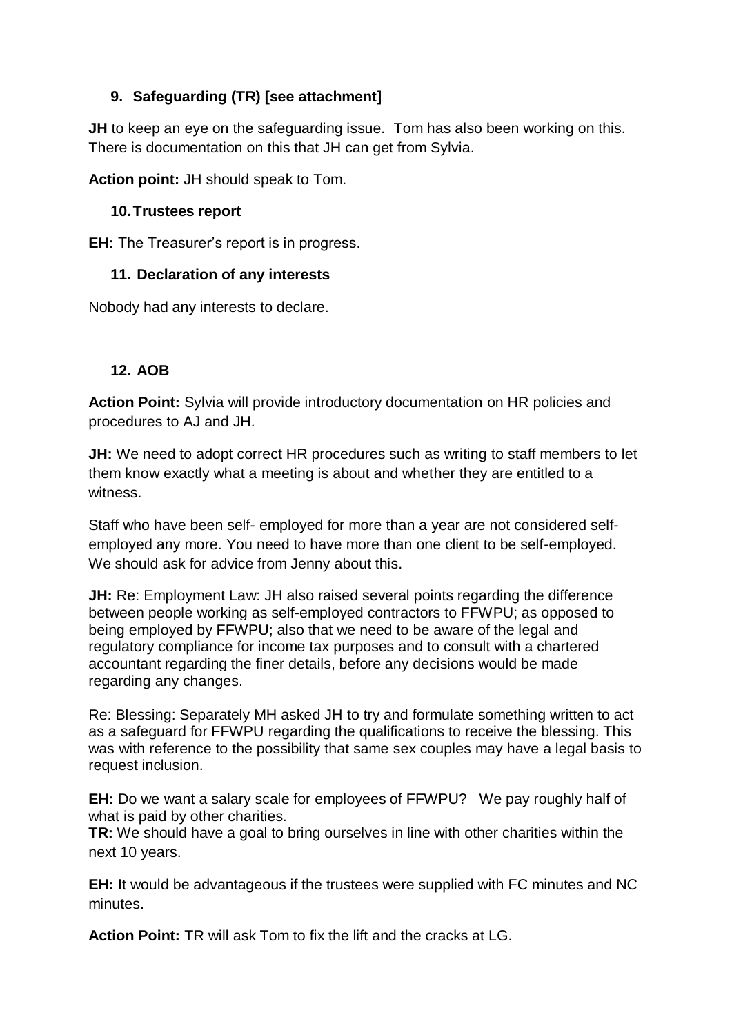### 9. Safeguarding (TR) [see attachment]

**JH** to keep an eye on the safeguarding issue. Tom has also been working on this. There is documentation on this that JH can get from Sylvia.

**Action point:** JH should speak to Tom.

### 10. Trustees report

**EH:** The Treasurer's report is in progress.

### 11. Declaration of any interests

Nobody had any interests to declare.

### 12. AOB

**Action Point:** Sylvia will provide introductory documentation on HR policies and procedures to AJ and JH.

**JH:** We need to adopt correct HR procedures such as writing to staff members to let them know exactly what a meeting is about and whether they are entitled to a witness.

Staff who have been self- employed for more than a year are not considered self-employed any more. You need to have more than one client to be self-employed. We should ask for advice from Jenny about this.

**JH:** Re: Employment Law: JH also raised several points regarding the difference between people working as self-employed contractors to FFWPU; as opposed to being employed by FFWPU; also that we need to be aware of the legal and regulatory compliance for income tax purposes and to consult with a chartered accountant regarding the finer details, before any decisions would be made regarding any changes.

Re: Blessing: Separately MH asked JH to try and formulate something written to act as a safeguard for FFWPU regarding the qualifications to receive the blessing. This was with reference to the possibility that same sex couples may have a legal basis to request inclusion.

**EH:** Do we want a salary scale for employees of FFWPU? We pay roughly half of what is paid by other charities.
**TR:** We should have a goal to bring ourselves in line with other charities within the next 10 years.

**EH:** It would be advantageous if the trustees were supplied with FC minutes and NC minutes.

**Action Point:** TR will ask Tom to fix the lift and the cracks at LG.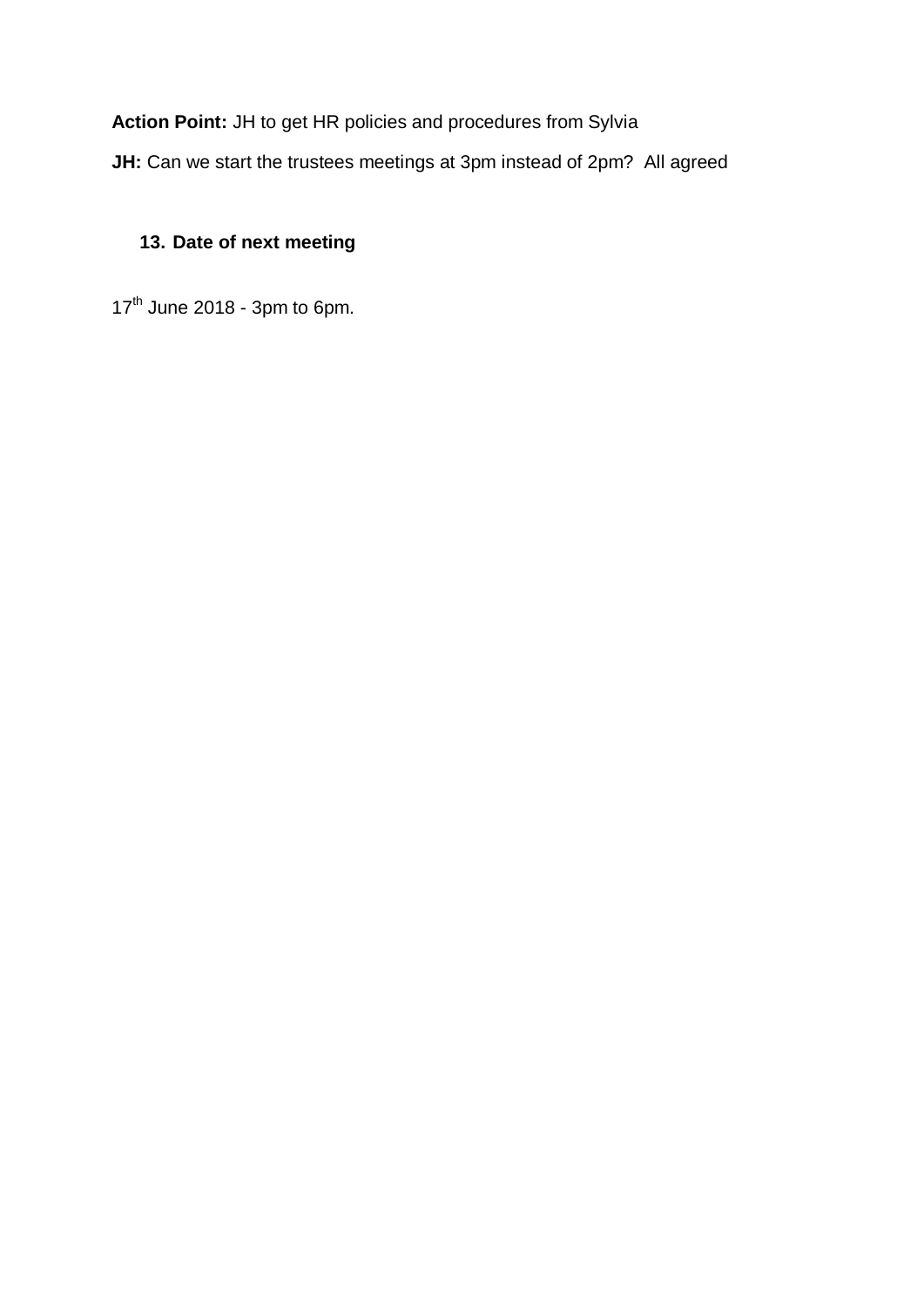**Action Point:** JH to get HR policies and procedures from Sylvia

**JH:** Can we start the trustees meetings at 3pm instead of 2pm? All agreed

## 13. Date of next meeting

17th June 2018 - 3pm to 6pm.